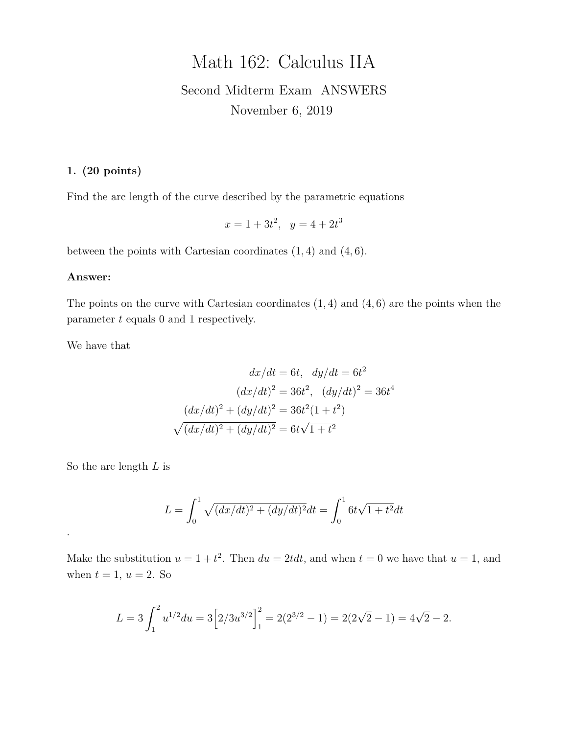# Math 162: Calculus IIA

Second Midterm Exam ANSWERS

November 6, 2019

**1. (20 points)**

Find the arc length of the curve described by the parametric equations

$$x = 1 + 3t^2, \quad y = 4 + 2t^3$$

between the points with Cartesian coordinates $(1, 4)$ and $(4, 6)$.

**Answer:**

The points on the curve with Cartesian coordinates $(1, 4)$ and $(4, 6)$ are the points when the parameter $t$ equals 0 and 1 respectively.

We have that

$$\begin{aligned}
dx/dt &= 6t, \quad dy/dt = 6t^2 \\
(dx/dt)^2 &= 36t^2, \quad (dy/dt)^2 = 36t^4 \\
(dx/dt)^2 + (dy/dt)^2 &= 36t^2(1 + t^2) \\
\sqrt{(dx/dt)^2 + (dy/dt)^2} &= 6t\sqrt{1 + t^2}
\end{aligned}$$

So the arc length $L$ is

$$L = \int_0^1 \sqrt{(dx/dt)^2 + (dy/dt)^2} dt = \int_0^1 6t\sqrt{1 + t^2} dt$$

.

Make the substitution $u = 1 + t^2$. Then $du = 2tdt$, and when $t = 0$ we have that $u = 1$, and when $t = 1$, $u = 2$. So

$$L = 3\int_1^2 u^{1/2} du = 3\Big[2/3u^{3/2}\Big]_1^2 = 2(2^{3/2} - 1) = 2(2\sqrt{2} - 1) = 4\sqrt{2} - 2.$$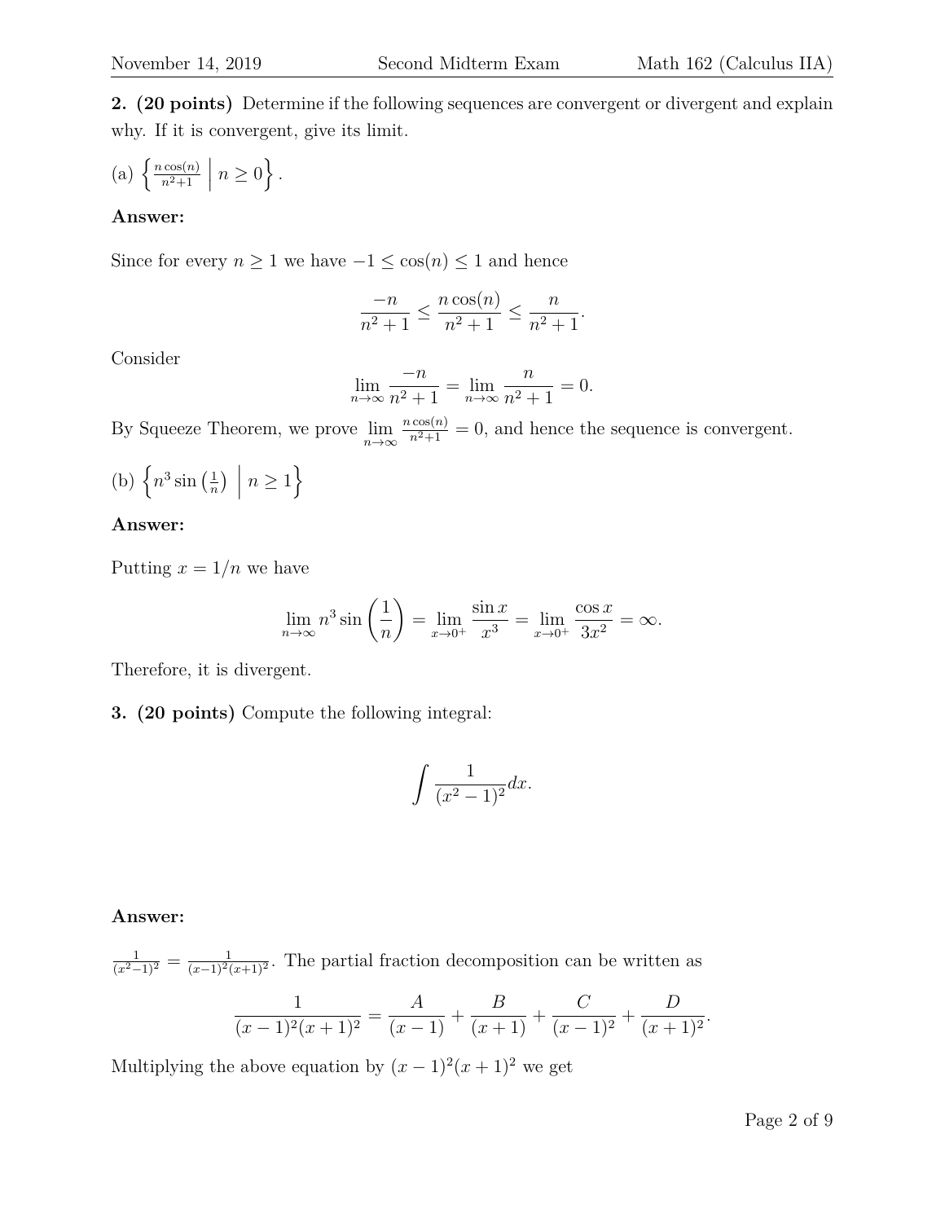**2. (20 points)** Determine if the following sequences are convergent or divergent and explain why. If it is convergent, give its limit.

(a) $\left\{ \frac{n\cos(n)}{n^2+1} \;\middle|\; n \geq 0 \right\}$.

**Answer:**

Since for every $n \geq 1$ we have $-1 \leq \cos(n) \leq 1$ and hence

$$\frac{-n}{n^2+1} \leq \frac{n\cos(n)}{n^2+1} \leq \frac{n}{n^2+1}.$$

Consider

$$\lim_{n\to\infty} \frac{-n}{n^2+1} = \lim_{n\to\infty} \frac{n}{n^2+1} = 0.$$

By Squeeze Theorem, we prove $\lim_{n\to\infty} \frac{n\cos(n)}{n^2+1} = 0$, and hence the sequence is convergent.

(b) $\left\{ n^3 \sin\left(\frac{1}{n}\right) \;\middle|\; n \geq 1 \right\}$

**Answer:**

Putting $x = 1/n$ we have

$$\lim_{n\to\infty} n^3 \sin\left(\frac{1}{n}\right) = \lim_{x\to 0^+} \frac{\sin x}{x^3} = \lim_{x\to 0^+} \frac{\cos x}{3x^2} = \infty.$$

Therefore, it is divergent.

**3. (20 points)** Compute the following integral:

$$\int \frac{1}{(x^2-1)^2} dx.$$

**Answer:**

$\frac{1}{(x^2-1)^2} = \frac{1}{(x-1)^2(x+1)^2}$. The partial fraction decomposition can be written as

$$\frac{1}{(x-1)^2(x+1)^2} = \frac{A}{(x-1)} + \frac{B}{(x+1)} + \frac{C}{(x-1)^2} + \frac{D}{(x+1)^2}.$$

Multiplying the above equation by $(x-1)^2(x+1)^2$ we get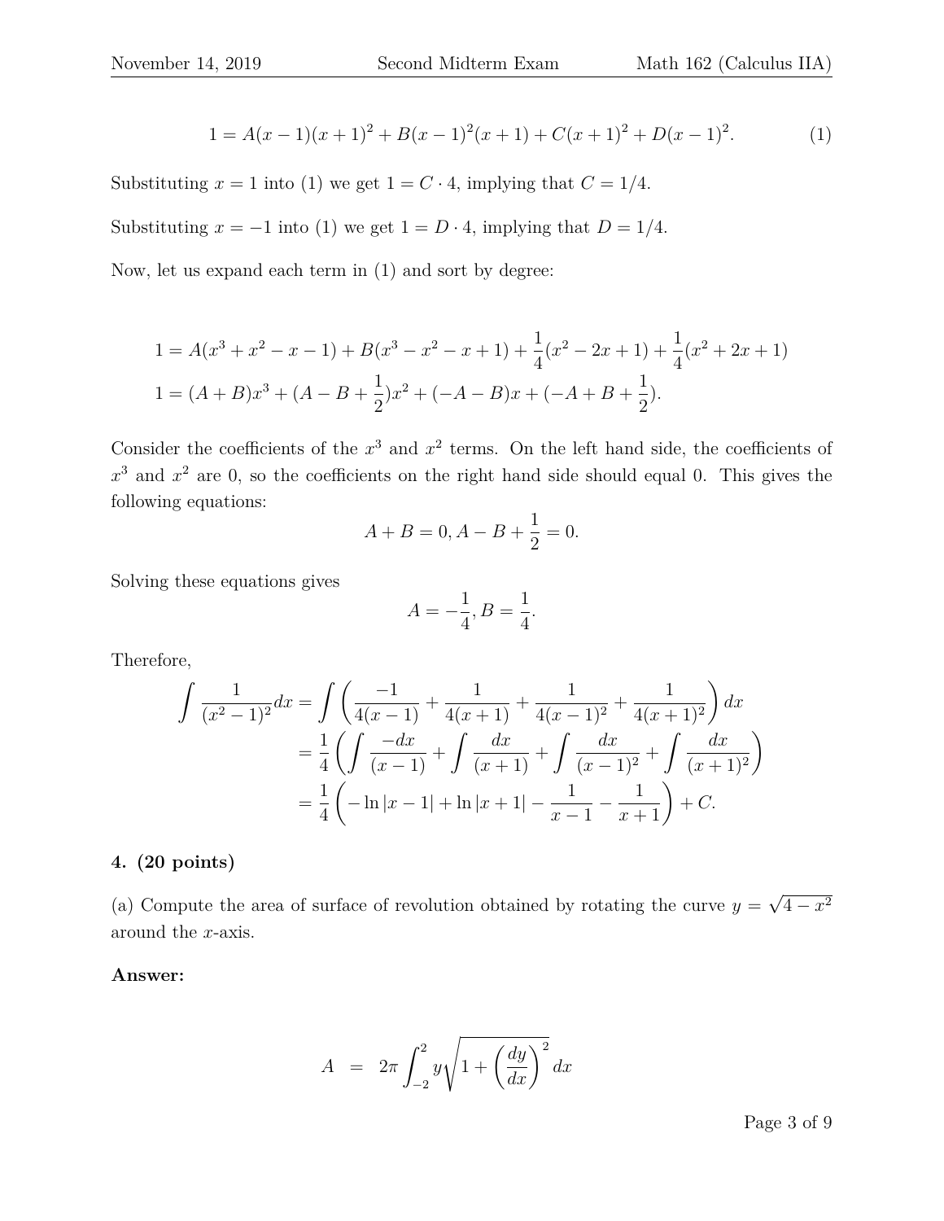$$1 = A(x-1)(x+1)^2 + B(x-1)^2(x+1) + C(x+1)^2 + D(x-1)^2. \tag{1}$$

Substituting $x = 1$ into (1) we get $1 = C \cdot 4$, implying that $C = 1/4$.

Substituting $x = -1$ into (1) we get $1 = D \cdot 4$, implying that $D = 1/4$.

Now, let us expand each term in (1) and sort by degree:

$$1 = A(x^3 + x^2 - x - 1) + B(x^3 - x^2 - x + 1) + \frac{1}{4}(x^2 - 2x + 1) + \frac{1}{4}(x^2 + 2x + 1)$$
$$1 = (A+B)x^3 + (A - B + \frac{1}{2})x^2 + (-A - B)x + (-A + B + \frac{1}{2}).$$

Consider the coefficients of the $x^3$ and $x^2$ terms. On the left hand side, the coefficients of $x^3$ and $x^2$ are 0, so the coefficients on the right hand side should equal 0. This gives the following equations:

$$A + B = 0, A - B + \frac{1}{2} = 0.$$

Solving these equations gives

$$A = -\frac{1}{4}, B = \frac{1}{4}.$$

Therefore,

$$\begin{aligned}
\int \frac{1}{(x^2-1)^2} dx &= \int \left( \frac{-1}{4(x-1)} + \frac{1}{4(x+1)} + \frac{1}{4(x-1)^2} + \frac{1}{4(x+1)^2} \right) dx \\
&= \frac{1}{4} \left( \int \frac{-dx}{(x-1)} + \int \frac{dx}{(x+1)} + \int \frac{dx}{(x-1)^2} + \int \frac{dx}{(x+1)^2} \right) \\
&= \frac{1}{4} \left( -\ln|x-1| + \ln|x+1| - \frac{1}{x-1} - \frac{1}{x+1} \right) + C.
\end{aligned}$$

**4. (20 points)**

(a) Compute the area of surface of revolution obtained by rotating the curve $y = \sqrt{4 - x^2}$ around the $x$-axis.

**Answer:**

$$A \;\; = \;\; 2\pi \int_{-2}^{2} y \sqrt{1 + \left(\frac{dy}{dx}\right)^2} \, dx$$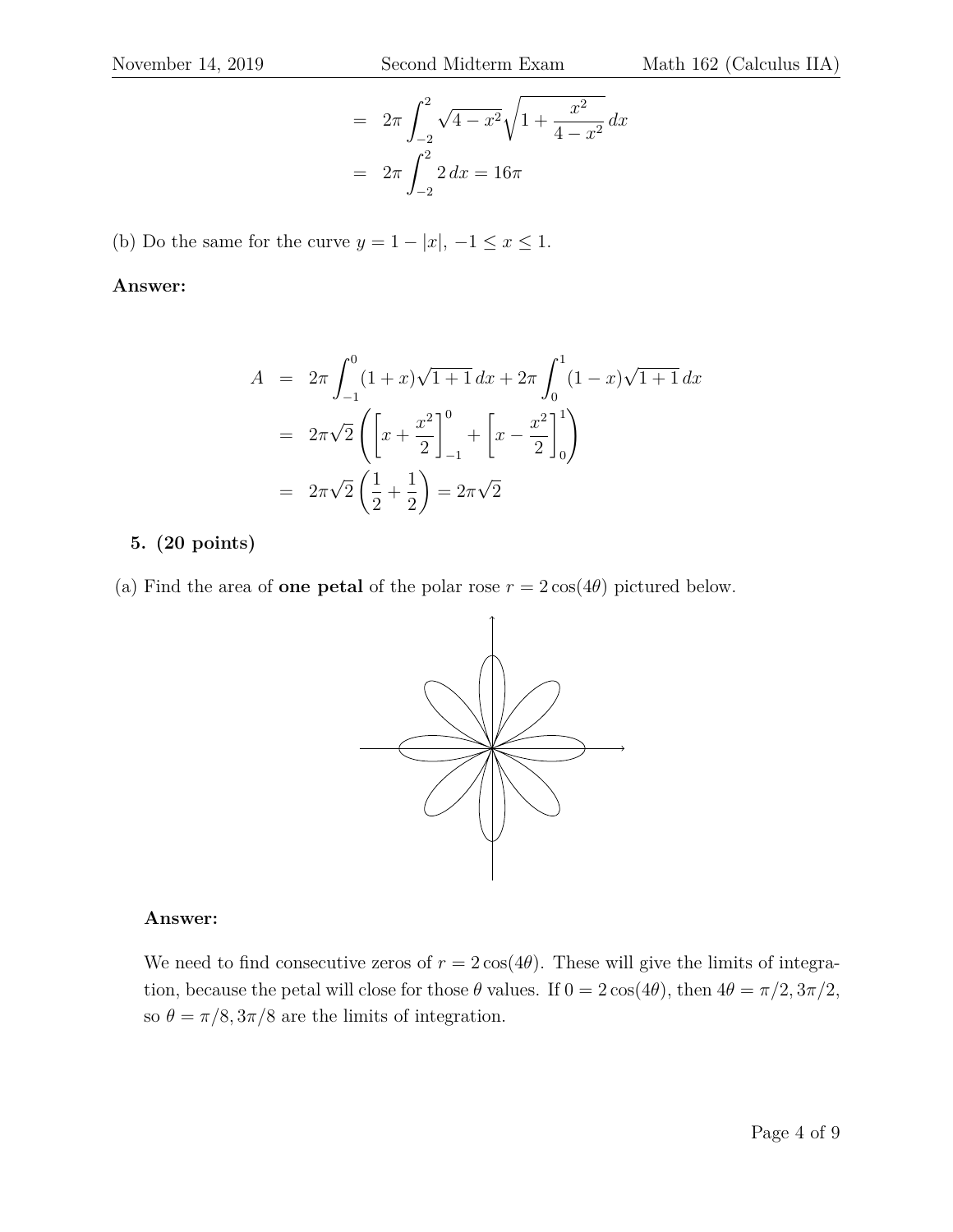$$= 2\pi \int_{-2}^{2} \sqrt{4-x^2}\sqrt{1+\frac{x^2}{4-x^2}}\,dx$$

$$= 2\pi \int_{-2}^{2} 2\,dx = 16\pi$$

(b) Do the same for the curve $y = 1 - |x|$, $-1 \le x \le 1$.

**Answer:**

$$\begin{aligned}
A &= 2\pi \int_{-1}^{0} (1+x)\sqrt{1+1}\,dx + 2\pi \int_{0}^{1} (1-x)\sqrt{1+1}\,dx \\
&= 2\pi\sqrt{2}\left(\left[x + \frac{x^2}{2}\right]_{-1}^{0} + \left[x - \frac{x^2}{2}\right]_{0}^{1}\right) \\
&= 2\pi\sqrt{2}\left(\frac{1}{2} + \frac{1}{2}\right) = 2\pi\sqrt{2}
\end{aligned}$$

**5. (20 points)**

(a) Find the area of **one petal** of the polar rose $r = 2\cos(4\theta)$ pictured below.

**Answer:**

We need to find consecutive zeros of $r = 2\cos(4\theta)$. These will give the limits of integration, because the petal will close for those $\theta$ values. If $0 = 2\cos(4\theta)$, then $4\theta = \pi/2, 3\pi/2$, so $\theta = \pi/8, 3\pi/8$ are the limits of integration.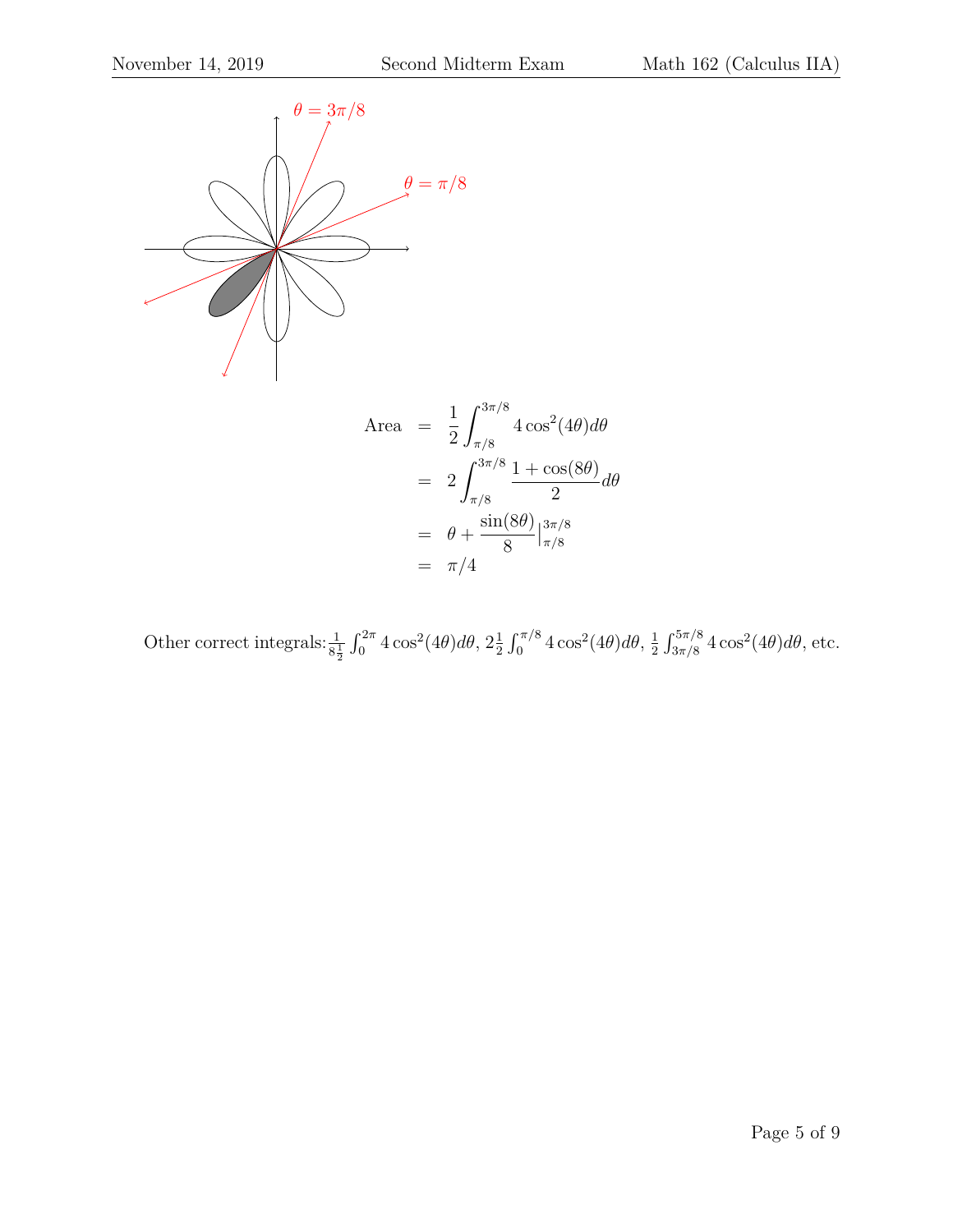$\theta = 3\pi/8$

$\theta = \pi/8$

$$
\begin{aligned}
\text{Area} &= \frac{1}{2}\int_{\pi/8}^{3\pi/8} 4\cos^2(4\theta)d\theta \\
&= 2\int_{\pi/8}^{3\pi/8} \frac{1+\cos(8\theta)}{2}d\theta \\
&= \theta + \frac{\sin(8\theta)}{8}\Big|_{\pi/8}^{3\pi/8} \\
&= \pi/4
\end{aligned}
$$

Other correct integrals: $\frac{1}{8}\frac{1}{2}\int_0^{2\pi} 4\cos^2(4\theta)d\theta$, $2\frac{1}{2}\int_0^{\pi/8} 4\cos^2(4\theta)d\theta$, $\frac{1}{2}\int_{3\pi/8}^{5\pi/8} 4\cos^2(4\theta)d\theta$, etc.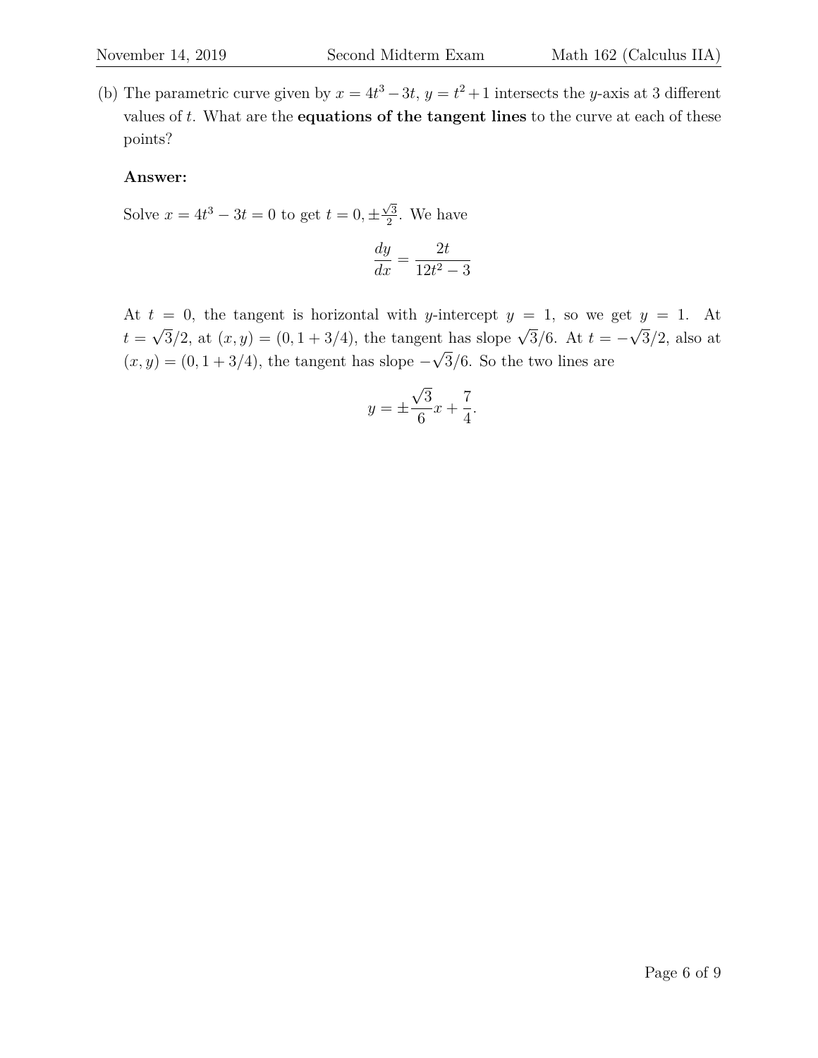(b) The parametric curve given by $x = 4t^3 - 3t$, $y = t^2 + 1$ intersects the $y$-axis at 3 different values of $t$. What are the **equations of the tangent lines** to the curve at each of these points?

**Answer:**

Solve $x = 4t^3 - 3t = 0$ to get $t = 0, \pm\frac{\sqrt{3}}{2}$. We have

$$\frac{dy}{dx} = \frac{2t}{12t^2 - 3}$$

At $t = 0$, the tangent is horizontal with $y$-intercept $y = 1$, so we get $y = 1$. At $t = \sqrt{3}/2$, at $(x, y) = (0, 1 + 3/4)$, the tangent has slope $\sqrt{3}/6$. At $t = -\sqrt{3}/2$, also at $(x, y) = (0, 1 + 3/4)$, the tangent has slope $-\sqrt{3}/6$. So the two lines are

$$y = \pm\frac{\sqrt{3}}{6}x + \frac{7}{4}.$$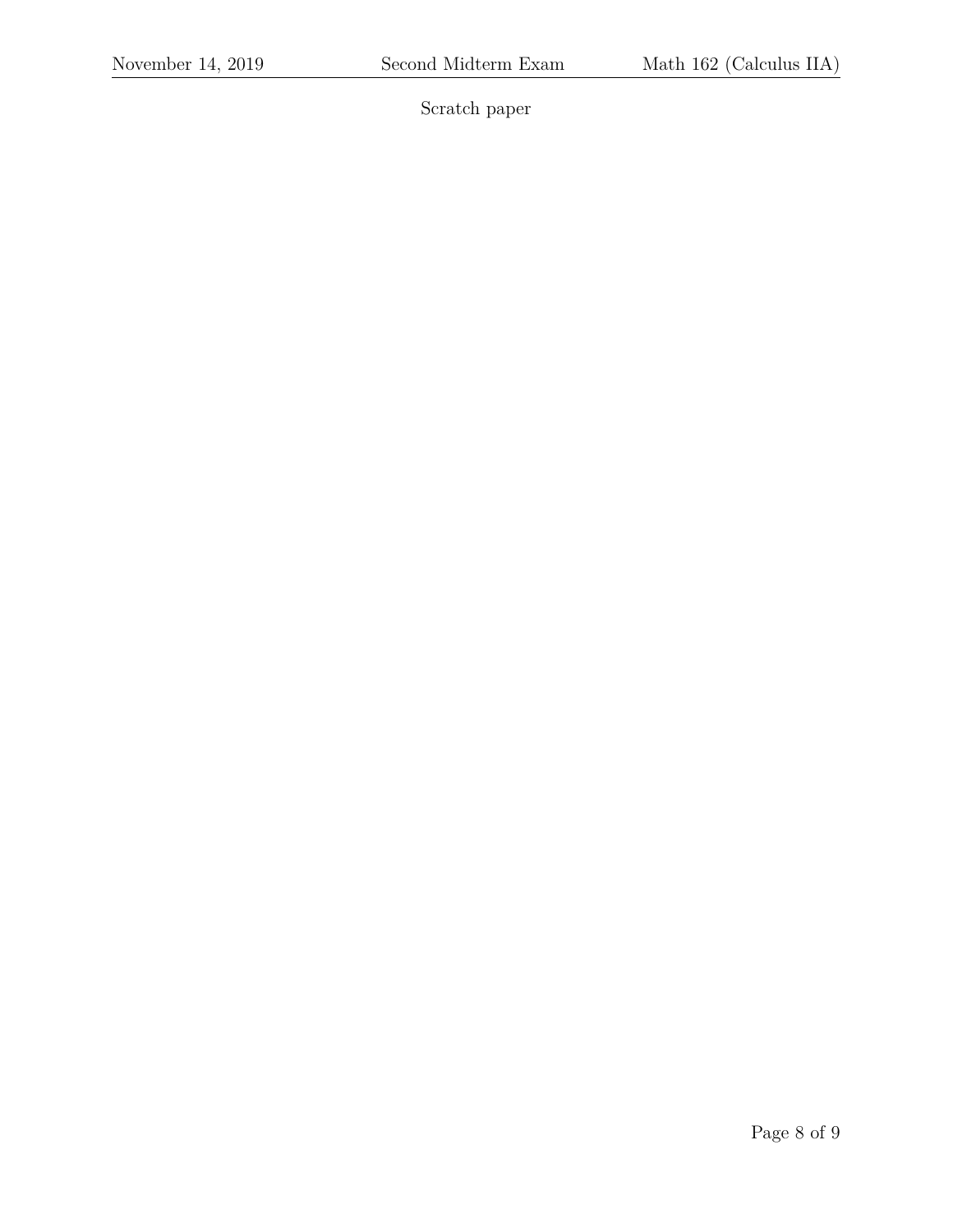Scratch paper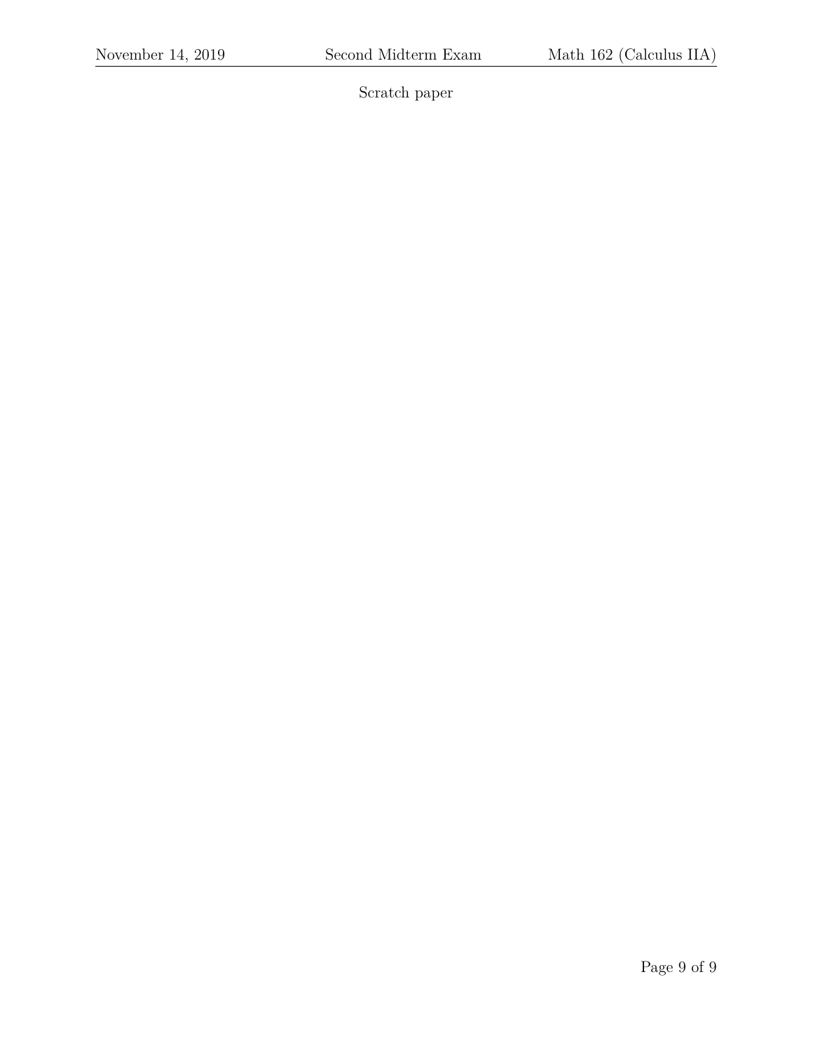Scratch paper